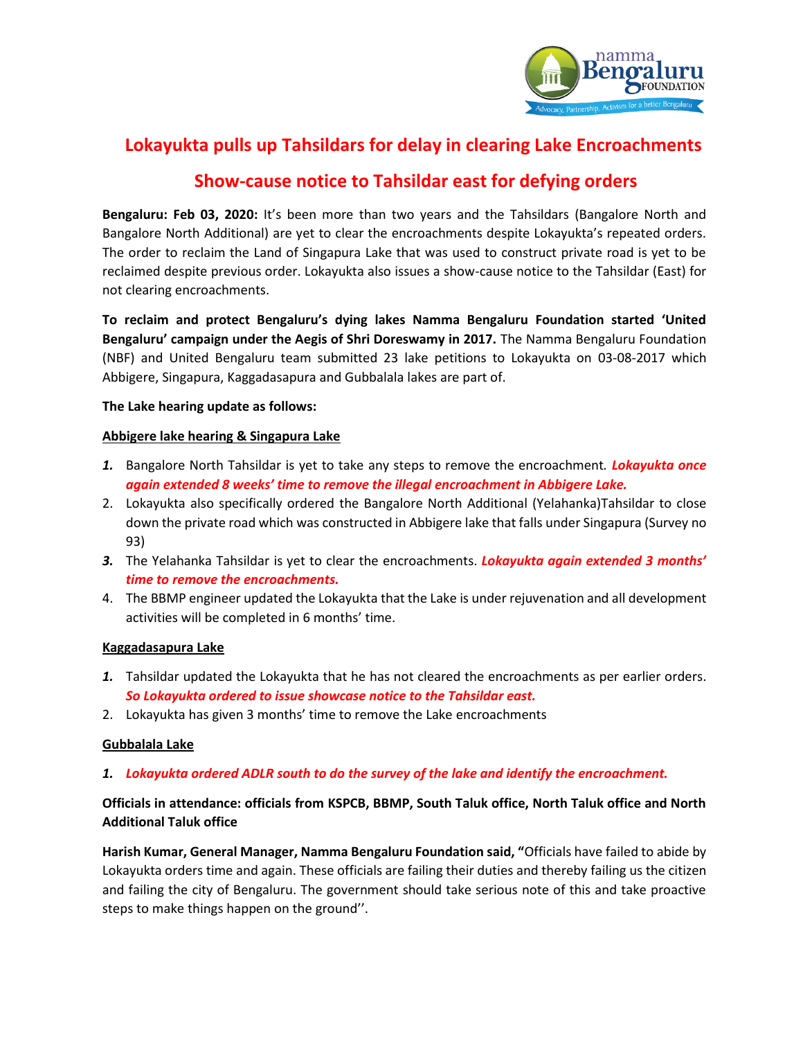# Lokayukta pulls up Tahsildars for delay in clearing Lake Encroachments

## Show-cause notice to Tahsildar east for defying orders

**Bengaluru: Feb 03, 2020:** It's been more than two years and the Tahsildars (Bangalore North and Bangalore North Additional) are yet to clear the encroachments despite Lokayukta's repeated orders. The order to reclaim the Land of Singapura Lake that was used to construct private road is yet to be reclaimed despite previous order. Lokayukta also issues a show-cause notice to the Tahsildar (East) for not clearing encroachments.

**To reclaim and protect Bengaluru's dying lakes Namma Bengaluru Foundation started 'United Bengaluru' campaign under the Aegis of Shri Doreswamy in 2017.** The Namma Bengaluru Foundation (NBF) and United Bengaluru team submitted 23 lake petitions to Lokayukta on 03-08-2017 which Abbigere, Singapura, Kaggadasapura and Gubbalala lakes are part of.

**The Lake hearing update as follows:**

**Abbigere lake hearing & Singapura Lake**

1. Bangalore North Tahsildar is yet to take any steps to remove the encroachment. ***Lokayukta once again extended 8 weeks' time to remove the illegal encroachment in Abbigere Lake.***
2. Lokayukta also specifically ordered the Bangalore North Additional (Yelahanka)Tahsildar to close down the private road which was constructed in Abbigere lake that falls under Singapura (Survey no 93)
3. The Yelahanka Tahsildar is yet to clear the encroachments. ***Lokayukta again extended 3 months' time to remove the encroachments.***
4. The BBMP engineer updated the Lokayukta that the Lake is under rejuvenation and all development activities will be completed in 6 months' time.

**Kaggadasapura Lake**

1. Tahsildar updated the Lokayukta that he has not cleared the encroachments as per earlier orders. ***So Lokayukta ordered to issue showcase notice to the Tahsildar east.***
2. Lokayukta has given 3 months' time to remove the Lake encroachments

**Gubbalala Lake**

1. ***Lokayukta ordered ADLR south to do the survey of the lake and identify the encroachment.***

**Officials in attendance: officials from KSPCB, BBMP, South Taluk office, North Taluk office and North Additional Taluk office**

**Harish Kumar, General Manager, Namma Bengaluru Foundation said, "**Officials have failed to abide by Lokayukta orders time and again. These officials are failing their duties and thereby failing us the citizen and failing the city of Bengaluru. The government should take serious note of this and take proactive steps to make things happen on the ground''.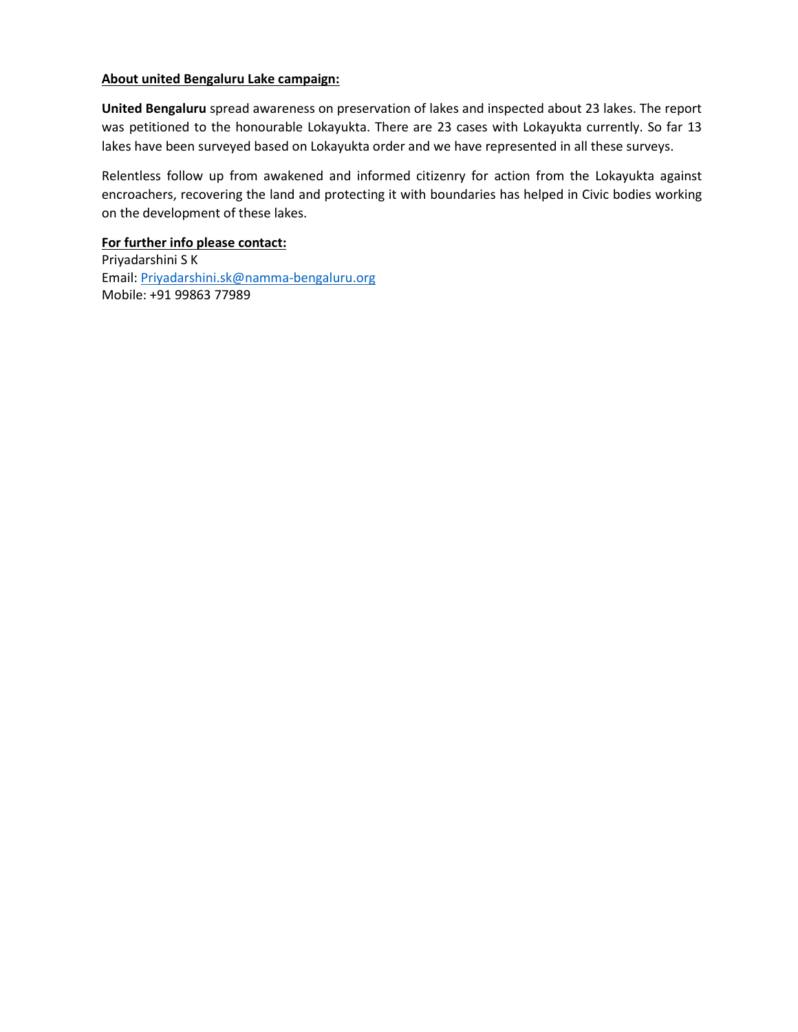**About united Bengaluru Lake campaign:**

**United Bengaluru** spread awareness on preservation of lakes and inspected about 23 lakes. The report was petitioned to the honourable Lokayukta. There are 23 cases with Lokayukta currently. So far 13 lakes have been surveyed based on Lokayukta order and we have represented in all these surveys.

Relentless follow up from awakened and informed citizenry for action from the Lokayukta against encroachers, recovering the land and protecting it with boundaries has helped in Civic bodies working on the development of these lakes.

**For further info please contact:**
Priyadarshini S K
Email: Priyadarshini.sk@namma-bengaluru.org
Mobile: +91 99863 77989